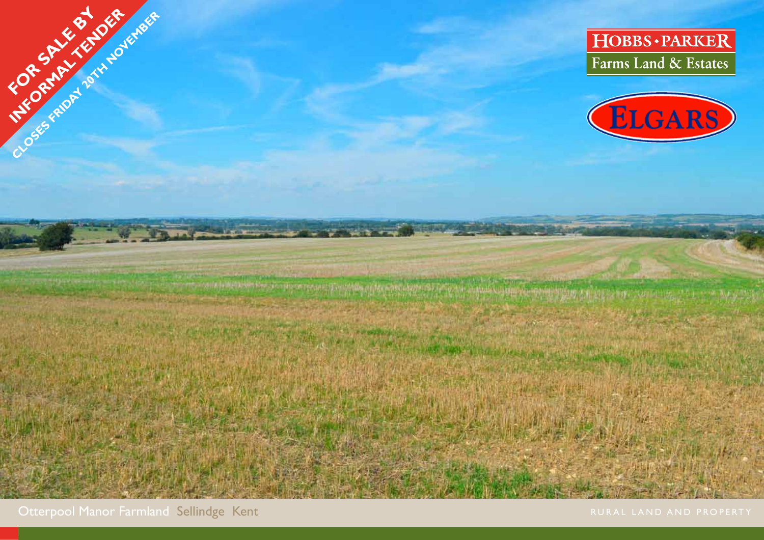FOR SALE BY INFORMAL TENDER

CLOSES FRIDAY 20TH NOVEMBER

HOBBS • PARKER

Farms Land & Estates

ELGARS

# Otterpool Manor Farmland Sellindge Kent

RURAL LAND AND PROPERTY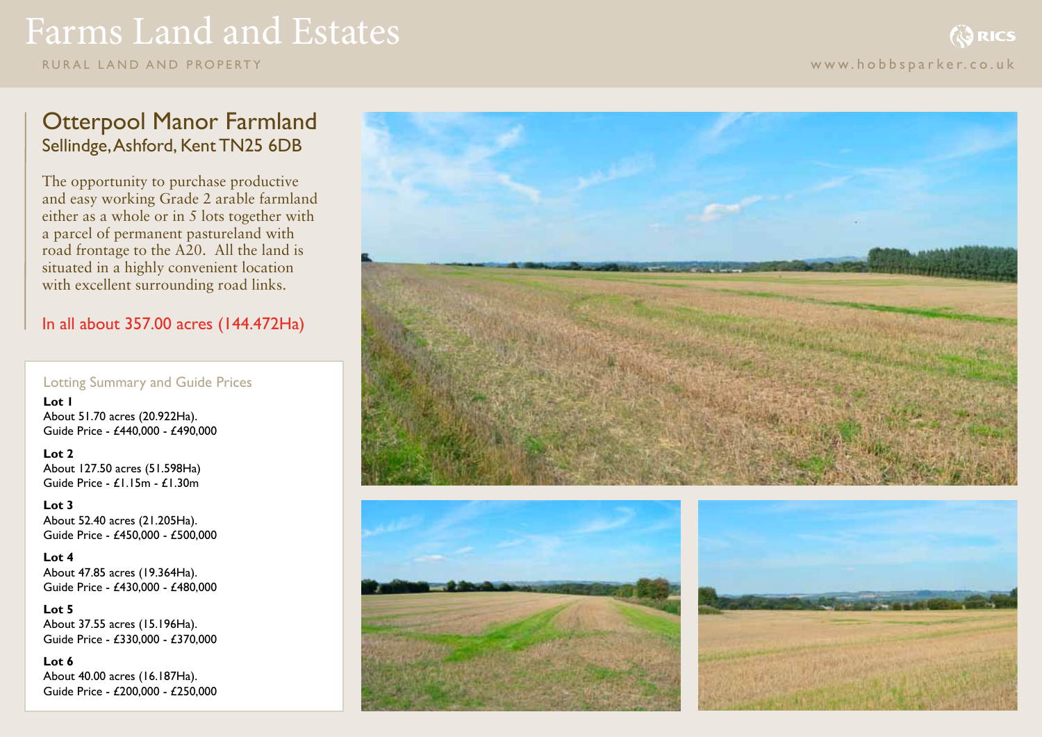# Otterpool Manor Farmland

## Sellindge, Ashford, Kent TN25 6DB

The opportunity to purchase productive and easy working Grade 2 arable farmland either as a whole or in 5 lots together with a parcel of permanent pastureland with road frontage to the A20. All the land is situated in a highly convenient location with excellent surrounding road links.

In all about 357.00 acres (144.472Ha)

### Lotting Summary and Guide Prices

**Lot 1**
About 51.70 acres (20.922Ha).
Guide Price - £440,000 - £490,000

**Lot 2**
About 127.50 acres (51.598Ha)
Guide Price - £1.15m - £1.30m

**Lot 3**
About 52.40 acres (21.205Ha).
Guide Price - £450,000 - £500,000

**Lot 4**
About 47.85 acres (19.364Ha).
Guide Price - £430,000 - £480,000

**Lot 5**
About 37.55 acres (15.196Ha).
Guide Price - £330,000 - £370,000

**Lot 6**
About 40.00 acres (16.187Ha).
Guide Price - £200,000 - £250,000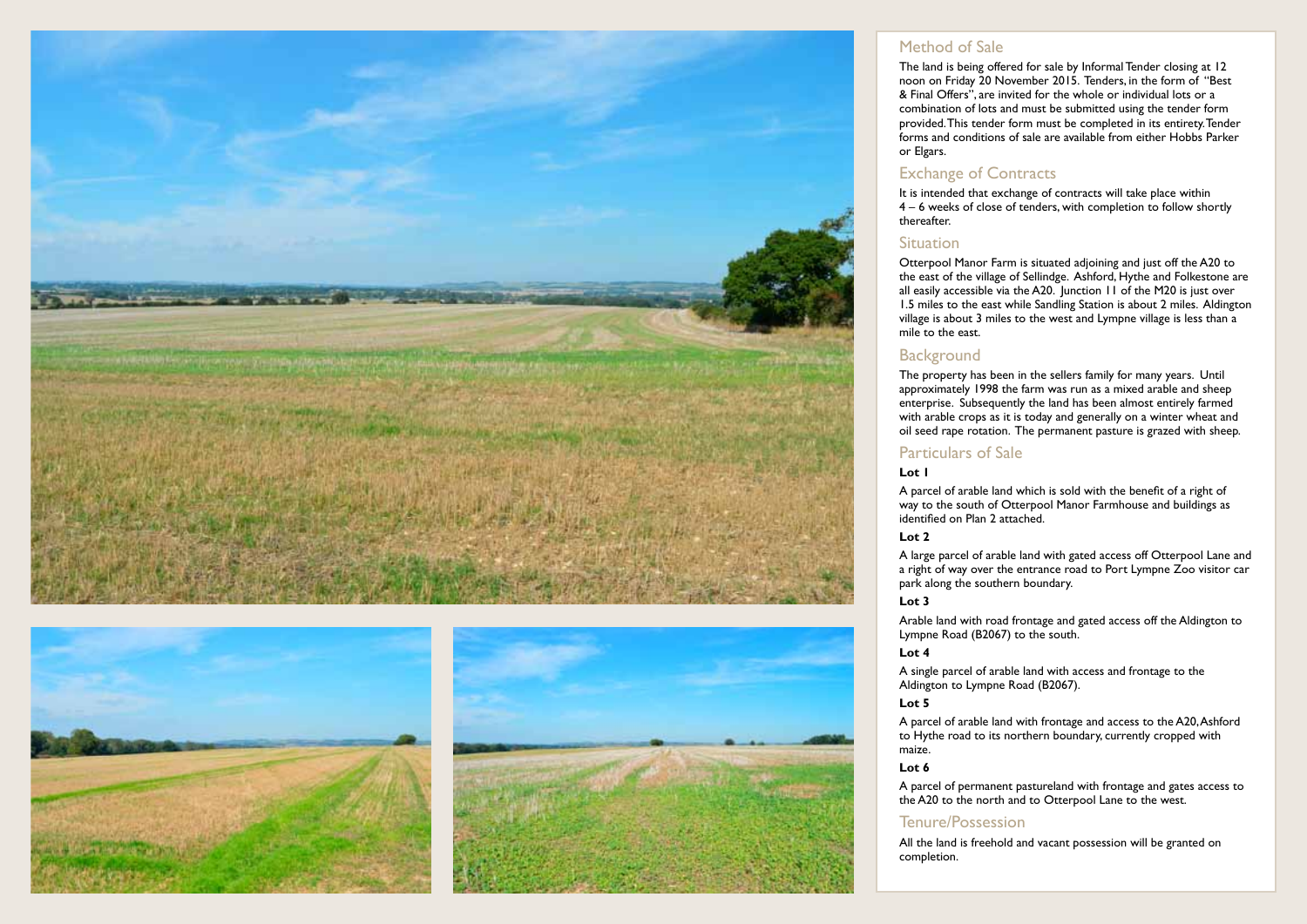## Method of Sale

The land is being offered for sale by Informal Tender closing at 12 noon on Friday 20 November 2015. Tenders, in the form of "Best & Final Offers", are invited for the whole or individual lots or a combination of lots and must be submitted using the tender form provided. This tender form must be completed in its entirety. Tender forms and conditions of sale are available from either Hobbs Parker or Elgars.

## Exchange of Contracts

It is intended that exchange of contracts will take place within 4 – 6 weeks of close of tenders, with completion to follow shortly thereafter.

## Situation

Otterpool Manor Farm is situated adjoining and just off the A20 to the east of the village of Sellindge. Ashford, Hythe and Folkestone are all easily accessible via the A20. Junction 11 of the M20 is just over 1.5 miles to the east while Sandling Station is about 2 miles. Aldington village is about 3 miles to the west and Lympne village is less than a mile to the east.

## Background

The property has been in the sellers family for many years. Until approximately 1998 the farm was run as a mixed arable and sheep enterprise. Subsequently the land has been almost entirely farmed with arable crops as it is today and generally on a winter wheat and oil seed rape rotation. The permanent pasture is grazed with sheep.

## Particulars of Sale

**Lot 1**

A parcel of arable land which is sold with the benefit of a right of way to the south of Otterpool Manor Farmhouse and buildings as identified on Plan 2 attached.

**Lot 2**

A large parcel of arable land with gated access off Otterpool Lane and a right of way over the entrance road to Port Lympne Zoo visitor car park along the southern boundary.

**Lot 3**

Arable land with road frontage and gated access off the Aldington to Lympne Road (B2067) to the south.

**Lot 4**

A single parcel of arable land with access and frontage to the Aldington to Lympne Road (B2067).

**Lot 5**

A parcel of arable land with frontage and access to the A20, Ashford to Hythe road to its northern boundary, currently cropped with maize.

**Lot 6**

A parcel of permanent pastureland with frontage and gates access to the A20 to the north and to Otterpool Lane to the west.

## Tenure/Possession

All the land is freehold and vacant possession will be granted on completion.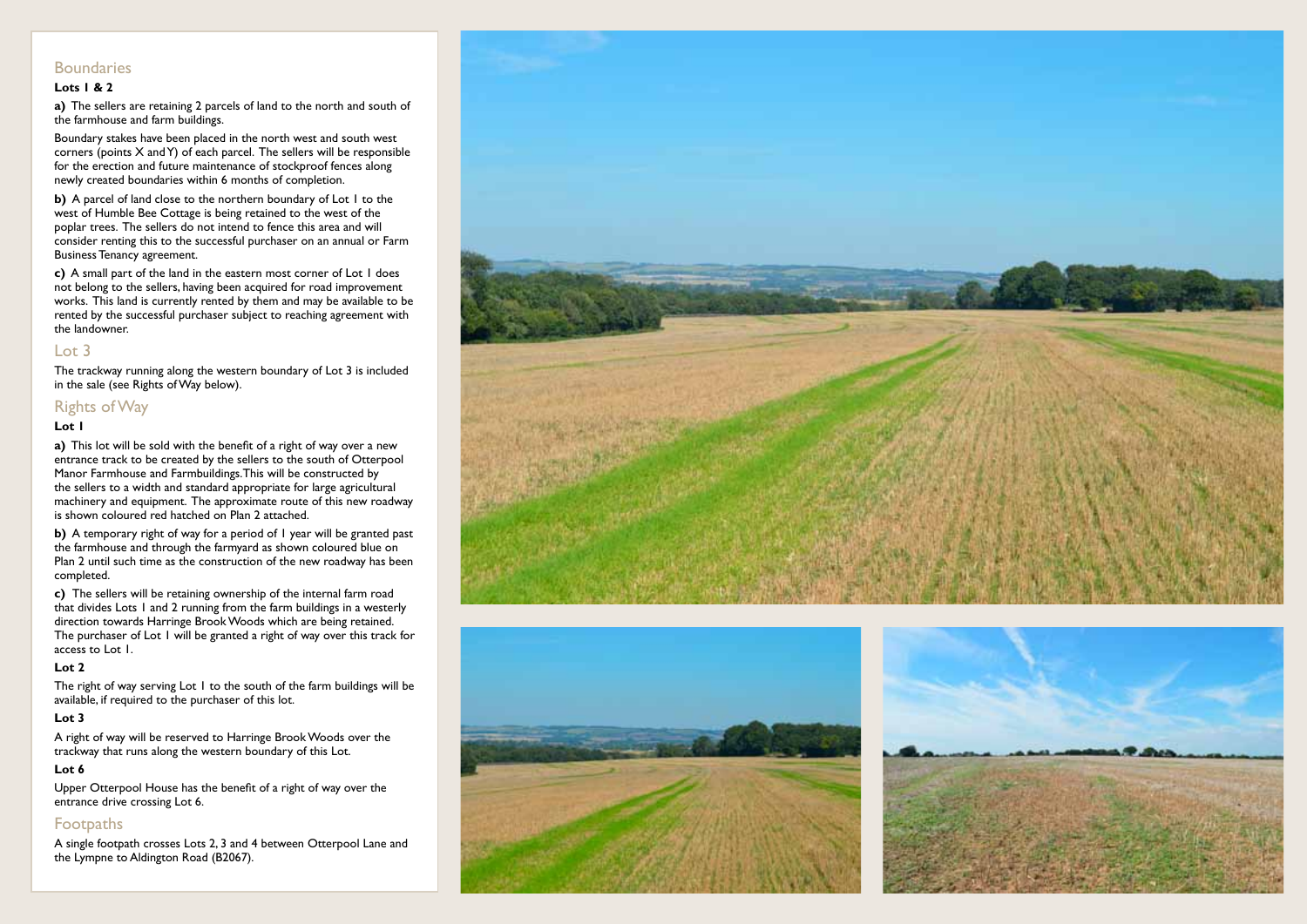## Boundaries

### Lots 1 & 2

**a)** The sellers are retaining 2 parcels of land to the north and south of the farmhouse and farm buildings.

Boundary stakes have been placed in the north west and south west corners (points X and Y) of each parcel. The sellers will be responsible for the erection and future maintenance of stockproof fences along newly created boundaries within 6 months of completion.

**b)** A parcel of land close to the northern boundary of Lot 1 to the west of Humble Bee Cottage is being retained to the west of the poplar trees. The sellers do not intend to fence this area and will consider renting this to the successful purchaser on an annual or Farm Business Tenancy agreement.

**c)** A small part of the land in the eastern most corner of Lot 1 does not belong to the sellers, having been acquired for road improvement works. This land is currently rented by them and may be available to be rented by the successful purchaser subject to reaching agreement with the landowner.

## Lot 3

The trackway running along the western boundary of Lot 3 is included in the sale (see Rights of Way below).

## Rights of Way

### Lot 1

**a)** This lot will be sold with the benefit of a right of way over a new entrance track to be created by the sellers to the south of Otterpool Manor Farmhouse and Farmbuildings. This will be constructed by the sellers to a width and standard appropriate for large agricultural machinery and equipment. The approximate route of this new roadway is shown coloured red hatched on Plan 2 attached.

**b)** A temporary right of way for a period of 1 year will be granted past the farmhouse and through the farmyard as shown coloured blue on Plan 2 until such time as the construction of the new roadway has been completed.

**c)** The sellers will be retaining ownership of the internal farm road that divides Lots 1 and 2 running from the farm buildings in a westerly direction towards Harringe Brook Woods which are being retained. The purchaser of Lot 1 will be granted a right of way over this track for access to Lot 1.

### Lot 2

The right of way serving Lot 1 to the south of the farm buildings will be available, if required to the purchaser of this lot.

### Lot 3

A right of way will be reserved to Harringe Brook Woods over the trackway that runs along the western boundary of this Lot.

### Lot 6

Upper Otterpool House has the benefit of a right of way over the entrance drive crossing Lot 6.

## Footpaths

A single footpath crosses Lots 2, 3 and 4 between Otterpool Lane and the Lympne to Aldington Road (B2067).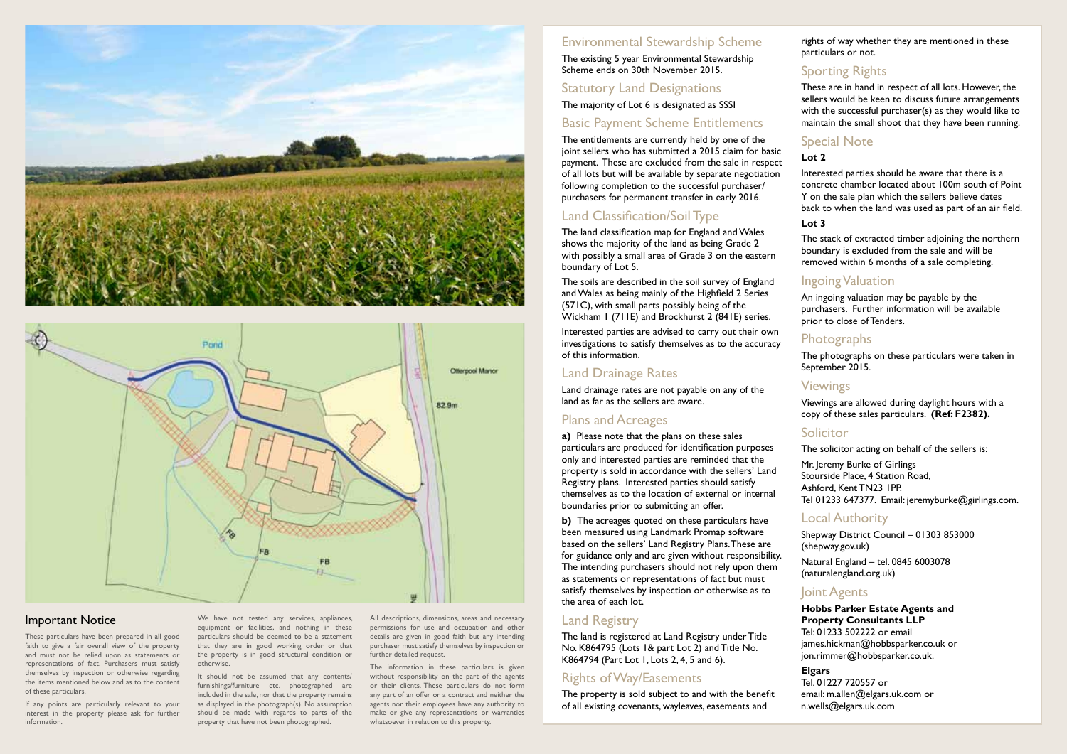## Important Notice

These particulars have been prepared in all good faith to give a fair overall view of the property and must not be relied upon as statements or representations of fact. Purchasers must satisfy themselves by inspection or otherwise regarding the items mentioned below and as to the content of these particulars.

If any points are particularly relevant to your interest in the property please ask for further information.

We have not tested any services, appliances, equipment or facilities, and nothing in these particulars should be deemed to be a statement that they are in good working order or that the property is in good structural condition or otherwise.

It should not be assumed that any contents/ furnishings/furniture etc. photographed are included in the sale, nor that the property remains as displayed in the photograph(s). No assumption should be made with regards to parts of the property that have not been photographed.

All descriptions, dimensions, areas and necessary permissions for use and occupation and other details are given in good faith but any intending purchaser must satisfy themselves by inspection or further detailed request.

The information in these particulars is given without responsibility on the part of the agents or their clients. These particulars do not form any part of an offer or a contract and neither the agents nor their employees have any authority to make or give any representations or warranties whatsoever in relation to this property.

## Environmental Stewardship Scheme

The existing 5 year Environmental Stewardship Scheme ends on 30th November 2015.

## Statutory Land Designations

The majority of Lot 6 is designated as SSSI

## Basic Payment Scheme Entitlements

The entitlements are currently held by one of the joint sellers who has submitted a 2015 claim for basic payment. These are excluded from the sale in respect of all lots but will be available by separate negotiation following completion to the successful purchaser/ purchasers for permanent transfer in early 2016.

## Land Classification/Soil Type

The land classification map for England and Wales shows the majority of the land as being Grade 2 with possibly a small area of Grade 3 on the eastern boundary of Lot 5.

The soils are described in the soil survey of England and Wales as being mainly of the Highfield 2 Series (571C), with small parts possibly being of the Wickham 1 (711E) and Brockhurst 2 (841E) series.

Interested parties are advised to carry out their own investigations to satisfy themselves as to the accuracy of this information.

## Land Drainage Rates

Land drainage rates are not payable on any of the land as far as the sellers are aware.

## Plans and Acreages

**a)** Please note that the plans on these sales particulars are produced for identification purposes only and interested parties are reminded that the property is sold in accordance with the sellers' Land Registry plans. Interested parties should satisfy themselves as to the location of external or internal boundaries prior to submitting an offer.

**b)** The acreages quoted on these particulars have been measured using Landmark Promap software based on the sellers' Land Registry Plans. These are for guidance only and are given without responsibility. The intending purchasers should not rely upon them as statements or representations of fact but must satisfy themselves by inspection or otherwise as to the area of each lot.

## Land Registry

The land is registered at Land Registry under Title No. K864795 (Lots 1& part Lot 2) and Title No. K864794 (Part Lot 1, Lots 2, 4, 5 and 6).

## Rights of Way/Easements

The property is sold subject to and with the benefit of all existing covenants, wayleaves, easements and rights of way whether they are mentioned in these particulars or not.

## Sporting Rights

These are in hand in respect of all lots. However, the sellers would be keen to discuss future arrangements with the successful purchaser(s) as they would like to maintain the small shoot that they have been running.

## Special Note

**Lot 2**

Interested parties should be aware that there is a concrete chamber located about 100m south of Point Y on the sale plan which the sellers believe dates back to when the land was used as part of an air field.

**Lot 3**

The stack of extracted timber adjoining the northern boundary is excluded from the sale and will be removed within 6 months of a sale completing.

## Ingoing Valuation

An ingoing valuation may be payable by the purchasers. Further information will be available prior to close of Tenders.

## Photographs

The photographs on these particulars were taken in September 2015.

## Viewings

Viewings are allowed during daylight hours with a copy of these sales particulars. **(Ref: F2382).**

## Solicitor

The solicitor acting on behalf of the sellers is:

Mr. Jeremy Burke of Girlings
Stourside Place, 4 Station Road,
Ashford, Kent TN23 1PP.
Tel 01233 647377. Email: jeremyburke@girlings.com.

## Local Authority

Shepway District Council – 01303 853000 (shepway.gov.uk)

Natural England – tel. 0845 6003078 (naturalengland.org.uk)

## Joint Agents

**Hobbs Parker Estate Agents and Property Consultants LLP**
Tel: 01233 502222 or email james.hickman@hobbsparker.co.uk or jon.rimmer@hobbsparker.co.uk.

**Elgars**
Tel. 01227 720557 or
email: m.allen@elgars.uk.com or n.wells@elgars.uk.com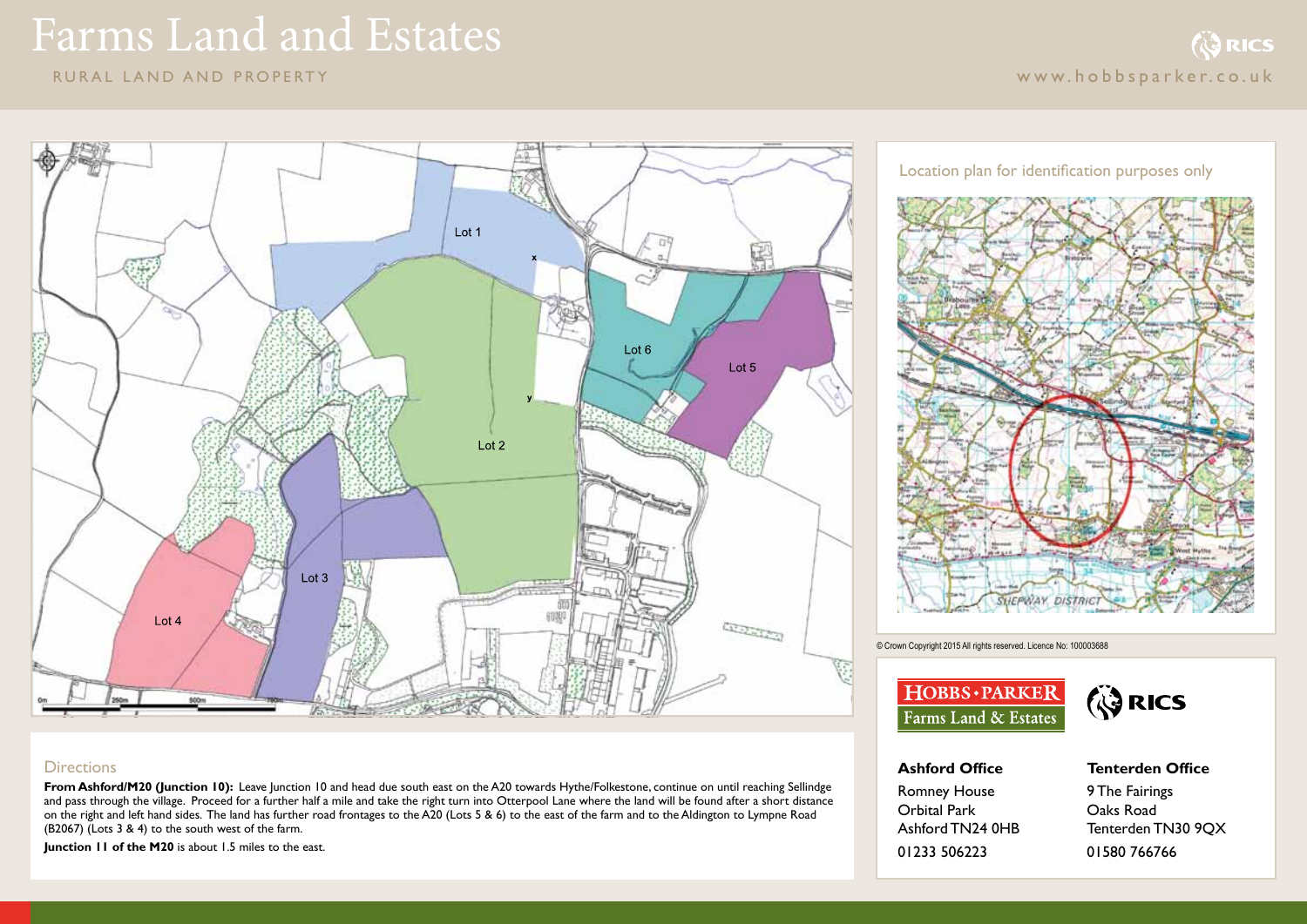# Farms Land and Estates

RURAL LAND AND PROPERTY

www.hobbsparker.co.uk

Lot 1

Lot 2

Lot 3

Lot 4

Lot 5

Lot 6

Location plan for identification purposes only

© Crown Copyright 2015 All rights reserved. Licence No: 100003688

## Directions

**From Ashford/M20 (Junction 10):** Leave Junction 10 and head due south east on the A20 towards Hythe/Folkestone, continue on until reaching Sellindge and pass through the village. Proceed for a further half a mile and take the right turn into Otterpool Lane where the land will be found after a short distance on the right and left hand sides. The land has further road frontages to the A20 (Lots 5 & 6) to the east of the farm and to the Aldington to Lympne Road (B2067) (Lots 3 & 4) to the south west of the farm.

**Junction 11 of the M20** is about 1.5 miles to the east.

HOBBS · PARKER
Farms Land & Estates

RICS

**Ashford Office**
Romney House
Orbital Park
Ashford TN24 0HB
01233 506223

**Tenterden Office**
9 The Fairings
Oaks Road
Tenterden TN30 9QX
01580 766766